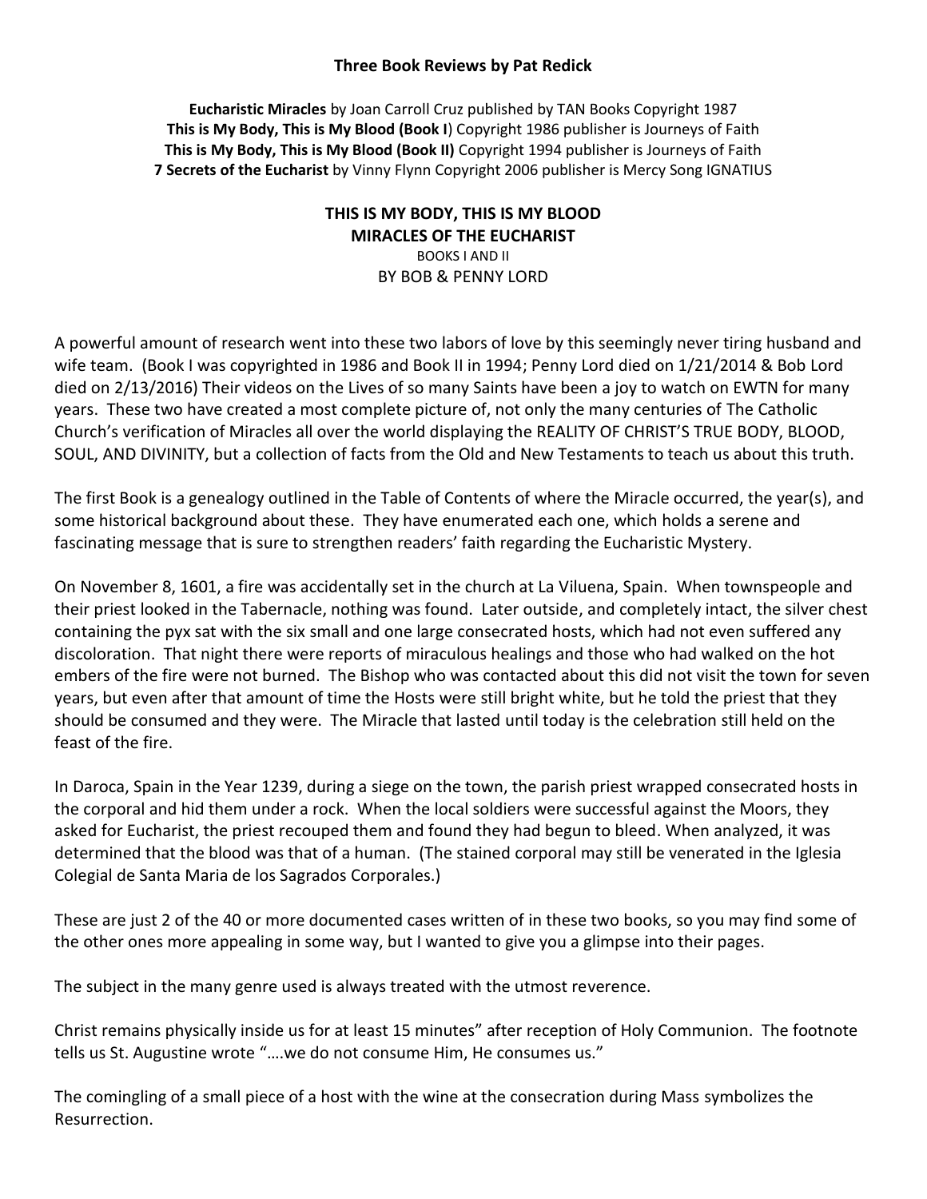**Three Book Reviews by Pat Redick**

**Eucharistic Miracles** by Joan Carroll Cruz published by TAN Books Copyright 1987
**This is My Body, This is My Blood (Book I**) Copyright 1986 publisher is Journeys of Faith
**This is My Body, This is My Blood (Book II)** Copyright 1994 publisher is Journeys of Faith
**7 Secrets of the Eucharist** by Vinny Flynn Copyright 2006 publisher is Mercy Song IGNATIUS

**THIS IS MY BODY, THIS IS MY BLOOD**
**MIRACLES OF THE EUCHARIST**
BOOKS I AND II
BY BOB & PENNY LORD

A powerful amount of research went into these two labors of love by this seemingly never tiring husband and wife team. (Book I was copyrighted in 1986 and Book II in 1994; Penny Lord died on 1/21/2014 & Bob Lord died on 2/13/2016) Their videos on the Lives of so many Saints have been a joy to watch on EWTN for many years. These two have created a most complete picture of, not only the many centuries of The Catholic Church's verification of Miracles all over the world displaying the REALITY OF CHRIST'S TRUE BODY, BLOOD, SOUL, AND DIVINITY, but a collection of facts from the Old and New Testaments to teach us about this truth.

The first Book is a genealogy outlined in the Table of Contents of where the Miracle occurred, the year(s), and some historical background about these. They have enumerated each one, which holds a serene and fascinating message that is sure to strengthen readers' faith regarding the Eucharistic Mystery.

On November 8, 1601, a fire was accidentally set in the church at La Viluena, Spain. When townspeople and their priest looked in the Tabernacle, nothing was found. Later outside, and completely intact, the silver chest containing the pyx sat with the six small and one large consecrated hosts, which had not even suffered any discoloration. That night there were reports of miraculous healings and those who had walked on the hot embers of the fire were not burned. The Bishop who was contacted about this did not visit the town for seven years, but even after that amount of time the Hosts were still bright white, but he told the priest that they should be consumed and they were. The Miracle that lasted until today is the celebration still held on the feast of the fire.

In Daroca, Spain in the Year 1239, during a siege on the town, the parish priest wrapped consecrated hosts in the corporal and hid them under a rock. When the local soldiers were successful against the Moors, they asked for Eucharist, the priest recouped them and found they had begun to bleed. When analyzed, it was determined that the blood was that of a human. (The stained corporal may still be venerated in the Iglesia Colegial de Santa Maria de los Sagrados Corporales.)

These are just 2 of the 40 or more documented cases written of in these two books, so you may find some of the other ones more appealing in some way, but I wanted to give you a glimpse into their pages.

The subject in the many genre used is always treated with the utmost reverence.

Christ remains physically inside us for at least 15 minutes" after reception of Holy Communion. The footnote tells us St. Augustine wrote "….we do not consume Him, He consumes us."

The comingling of a small piece of a host with the wine at the consecration during Mass symbolizes the Resurrection.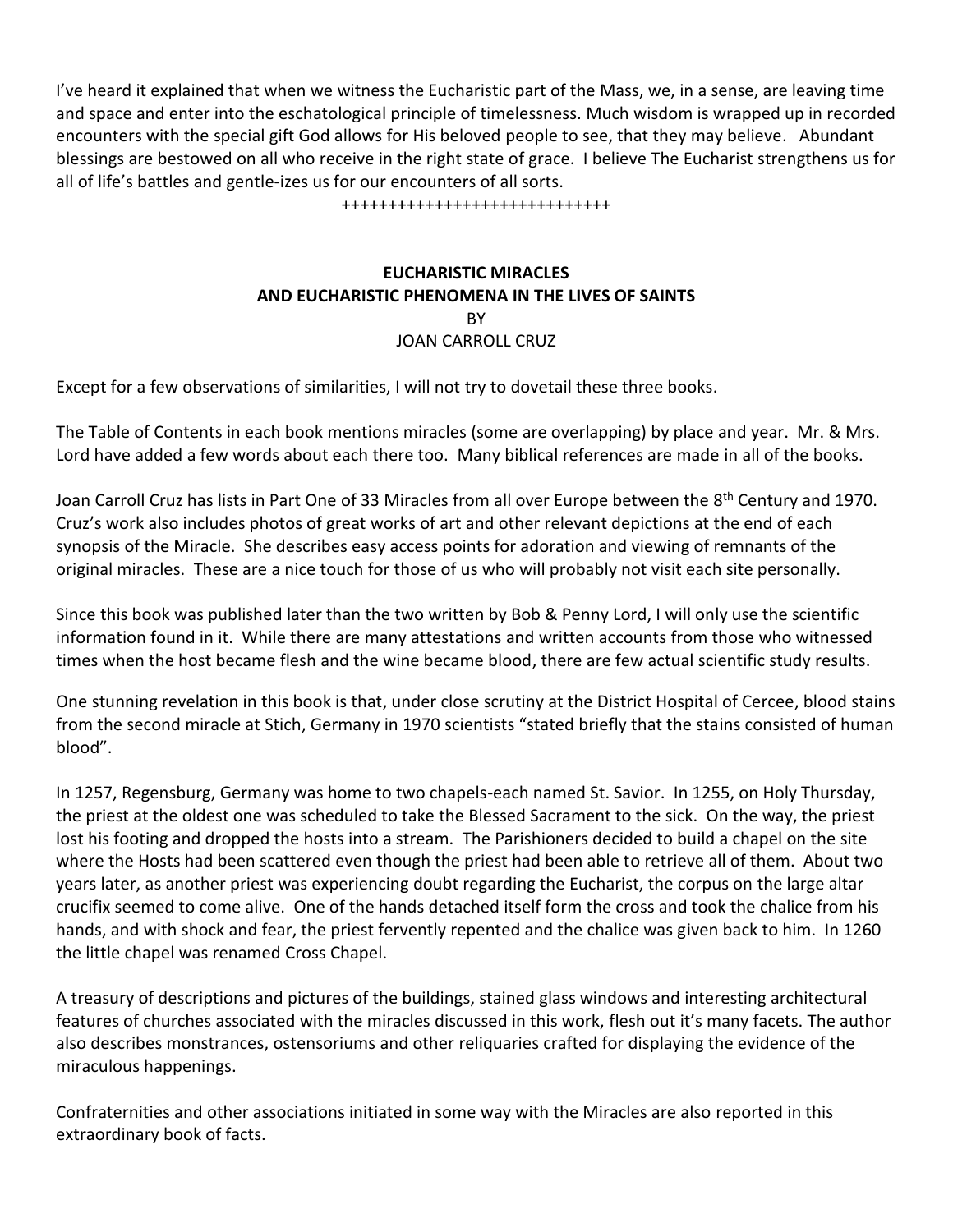I've heard it explained that when we witness the Eucharistic part of the Mass, we, in a sense, are leaving time and space and enter into the eschatological principle of timelessness. Much wisdom is wrapped up in recorded encounters with the special gift God allows for His beloved people to see, that they may believe. Abundant blessings are bestowed on all who receive in the right state of grace. I believe The Eucharist strengthens us for all of life's battles and gentle-izes us for our encounters of all sorts.

+++++++++++++++++++++++++++++

**EUCHARISTIC MIRACLES**
**AND EUCHARISTIC PHENOMENA IN THE LIVES OF SAINTS**
BY
JOAN CARROLL CRUZ

Except for a few observations of similarities, I will not try to dovetail these three books.

The Table of Contents in each book mentions miracles (some are overlapping) by place and year. Mr. & Mrs. Lord have added a few words about each there too. Many biblical references are made in all of the books.

Joan Carroll Cruz has lists in Part One of 33 Miracles from all over Europe between the 8th Century and 1970. Cruz's work also includes photos of great works of art and other relevant depictions at the end of each synopsis of the Miracle. She describes easy access points for adoration and viewing of remnants of the original miracles. These are a nice touch for those of us who will probably not visit each site personally.

Since this book was published later than the two written by Bob & Penny Lord, I will only use the scientific information found in it. While there are many attestations and written accounts from those who witnessed times when the host became flesh and the wine became blood, there are few actual scientific study results.

One stunning revelation in this book is that, under close scrutiny at the District Hospital of Cercee, blood stains from the second miracle at Stich, Germany in 1970 scientists "stated briefly that the stains consisted of human blood".

In 1257, Regensburg, Germany was home to two chapels-each named St. Savior. In 1255, on Holy Thursday, the priest at the oldest one was scheduled to take the Blessed Sacrament to the sick. On the way, the priest lost his footing and dropped the hosts into a stream. The Parishioners decided to build a chapel on the site where the Hosts had been scattered even though the priest had been able to retrieve all of them. About two years later, as another priest was experiencing doubt regarding the Eucharist, the corpus on the large altar crucifix seemed to come alive. One of the hands detached itself form the cross and took the chalice from his hands, and with shock and fear, the priest fervently repented and the chalice was given back to him. In 1260 the little chapel was renamed Cross Chapel.

A treasury of descriptions and pictures of the buildings, stained glass windows and interesting architectural features of churches associated with the miracles discussed in this work, flesh out it's many facets. The author also describes monstrances, ostensoriums and other reliquaries crafted for displaying the evidence of the miraculous happenings.

Confraternities and other associations initiated in some way with the Miracles are also reported in this extraordinary book of facts.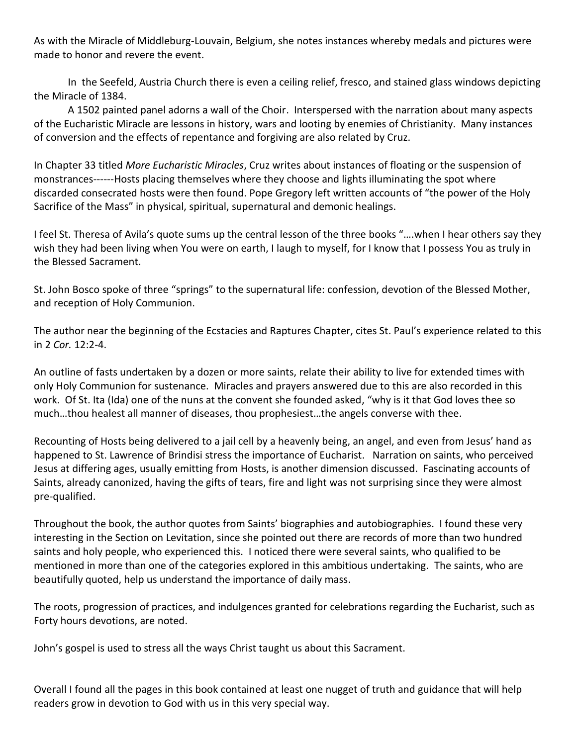As with the Miracle of Middleburg-Louvain, Belgium, she notes instances whereby medals and pictures were made to honor and revere the event.

In the Seefeld, Austria Church there is even a ceiling relief, fresco, and stained glass windows depicting the Miracle of 1384.

A 1502 painted panel adorns a wall of the Choir. Interspersed with the narration about many aspects of the Eucharistic Miracle are lessons in history, wars and looting by enemies of Christianity. Many instances of conversion and the effects of repentance and forgiving are also related by Cruz.

In Chapter 33 titled *More Eucharistic Miracles*, Cruz writes about instances of floating or the suspension of monstrances------Hosts placing themselves where they choose and lights illuminating the spot where discarded consecrated hosts were then found. Pope Gregory left written accounts of "the power of the Holy Sacrifice of the Mass" in physical, spiritual, supernatural and demonic healings.

I feel St. Theresa of Avila's quote sums up the central lesson of the three books "….when I hear others say they wish they had been living when You were on earth, I laugh to myself, for I know that I possess You as truly in the Blessed Sacrament.

St. John Bosco spoke of three "springs" to the supernatural life: confession, devotion of the Blessed Mother, and reception of Holy Communion.

The author near the beginning of the Ecstacies and Raptures Chapter, cites St. Paul's experience related to this in 2 *Cor.* 12:2-4.

An outline of fasts undertaken by a dozen or more saints, relate their ability to live for extended times with only Holy Communion for sustenance. Miracles and prayers answered due to this are also recorded in this work. Of St. Ita (Ida) one of the nuns at the convent she founded asked, "why is it that God loves thee so much…thou healest all manner of diseases, thou prophesiest…the angels converse with thee.

Recounting of Hosts being delivered to a jail cell by a heavenly being, an angel, and even from Jesus' hand as happened to St. Lawrence of Brindisi stress the importance of Eucharist. Narration on saints, who perceived Jesus at differing ages, usually emitting from Hosts, is another dimension discussed. Fascinating accounts of Saints, already canonized, having the gifts of tears, fire and light was not surprising since they were almost pre-qualified.

Throughout the book, the author quotes from Saints' biographies and autobiographies. I found these very interesting in the Section on Levitation, since she pointed out there are records of more than two hundred saints and holy people, who experienced this. I noticed there were several saints, who qualified to be mentioned in more than one of the categories explored in this ambitious undertaking. The saints, who are beautifully quoted, help us understand the importance of daily mass.

The roots, progression of practices, and indulgences granted for celebrations regarding the Eucharist, such as Forty hours devotions, are noted.

John's gospel is used to stress all the ways Christ taught us about this Sacrament.

Overall I found all the pages in this book contained at least one nugget of truth and guidance that will help readers grow in devotion to God with us in this very special way.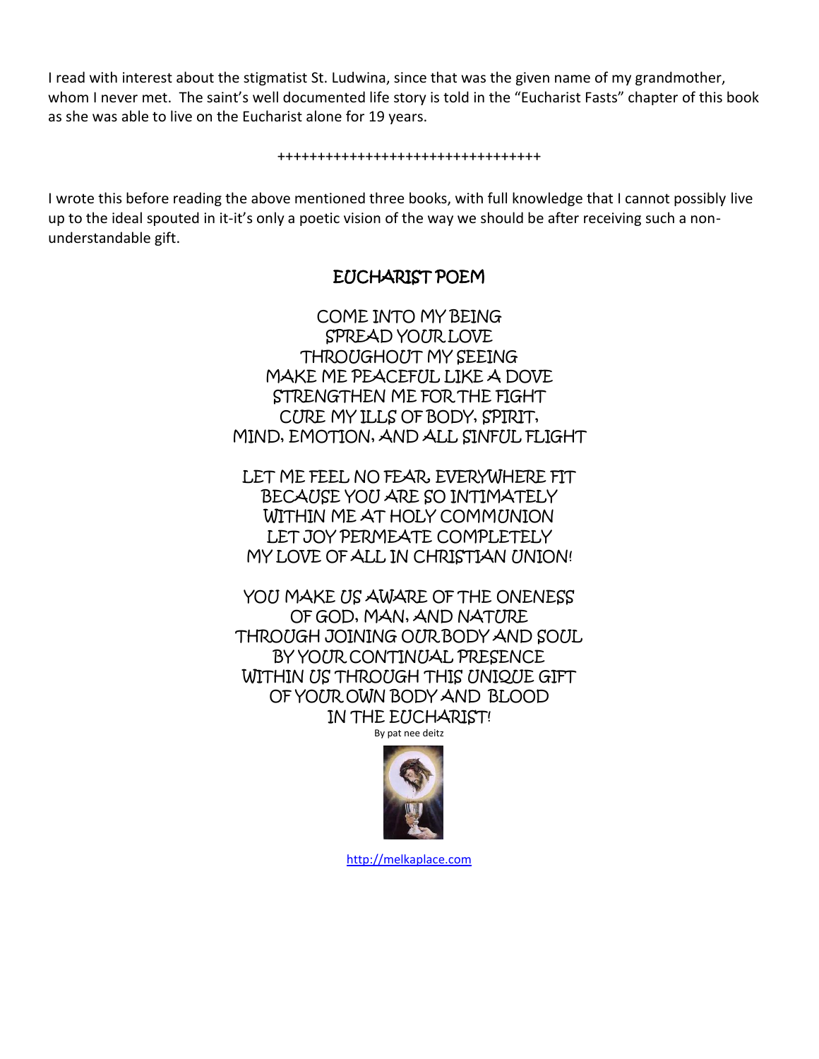I read with interest about the stigmatist St. Ludwina, since that was the given name of my grandmother, whom I never met. The saint's well documented life story is told in the "Eucharist Fasts" chapter of this book as she was able to live on the Eucharist alone for 19 years.

++++++++++++++++++++++++++++++++++

I wrote this before reading the above mentioned three books, with full knowledge that I cannot possibly live up to the ideal spouted in it-it's only a poetic vision of the way we should be after receiving such a non-understandable gift.

## EUCHARIST POEM

COME INTO MY BEING
SPREAD YOUR LOVE
THROUGHOUT MY SEEING
MAKE ME PEACEFUL LIKE A DOVE
STRENGTHEN ME FOR THE FIGHT
CURE MY ILLS OF BODY, SPIRIT,
MIND, EMOTION, AND ALL SINFUL FLIGHT

LET ME FEEL NO FEAR, EVERYWHERE FIT
BECAUSE YOU ARE SO INTIMATELY
WITHIN ME AT HOLY COMMUNION
LET JOY PERMEATE COMPLETELY
MY LOVE OF ALL IN CHRISTIAN UNION!

YOU MAKE US AWARE OF THE ONENESS
OF GOD, MAN, AND NATURE
THROUGH JOINING OUR BODY AND SOUL
BY YOUR CONTINUAL PRESENCE
WITHIN US THROUGH THIS UNIQUE GIFT
OF YOUR OWN BODY AND BLOOD
IN THE EUCHARIST!

By pat nee deitz

http://melkaplace.com